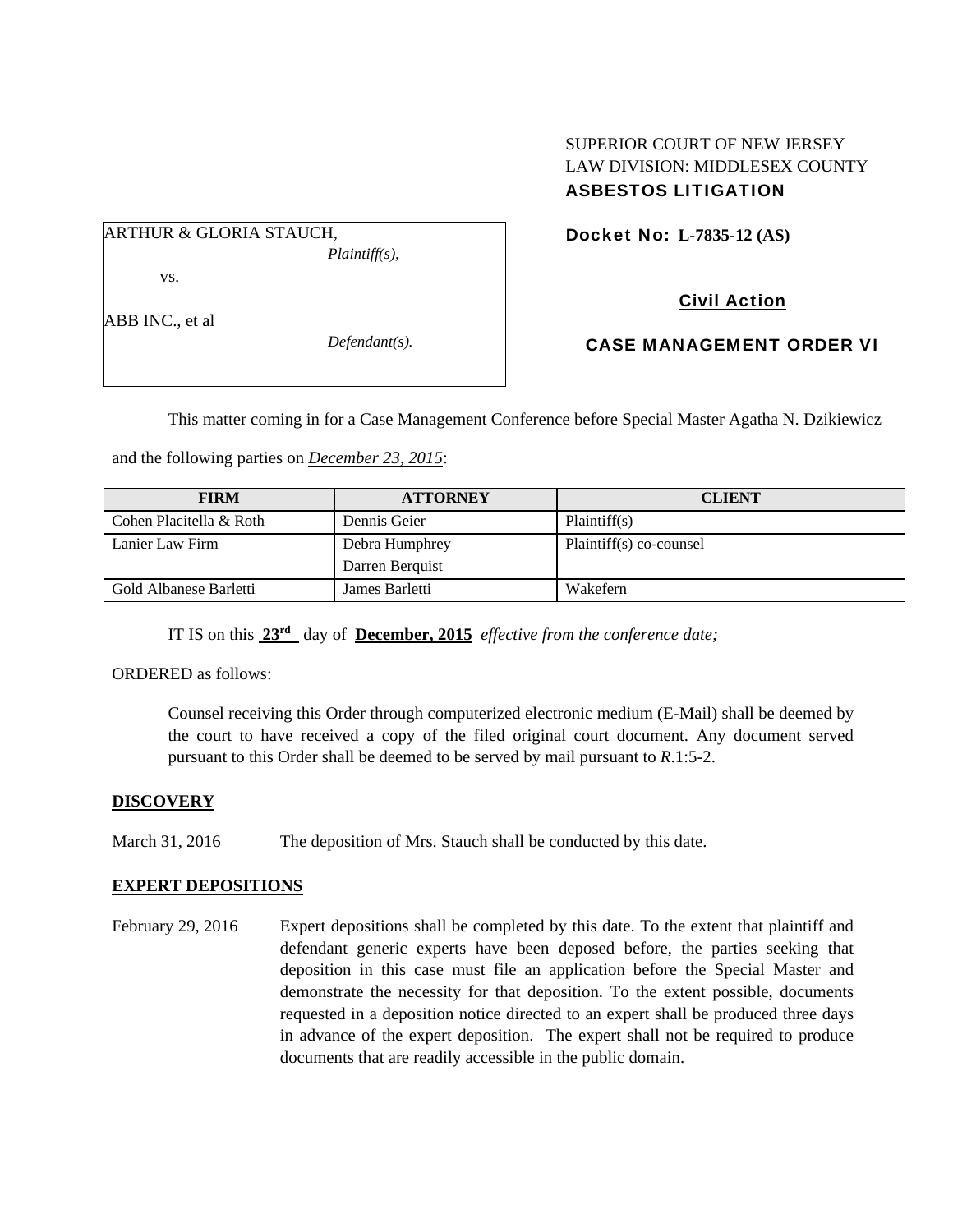SUPERIOR COURT OF NEW JERSEY
LAW DIVISION: MIDDLESEX COUNTY
**ASBESTOS LITIGATION**

ARTHUR & GLORIA STAUCH,
*Plaintiff(s),*

vs.

ABB INC., et al
*Defendant(s).*

**Docket No: L-7835-12 (AS)**

**Civil Action**

**CASE MANAGEMENT ORDER VI**

This matter coming in for a Case Management Conference before Special Master Agatha N. Dzikiewicz and the following parties on ***December 23, 2015***:

| FIRM | ATTORNEY | CLIENT |
|---|---|---|
| Cohen Placitella & Roth | Dennis Geier | Plaintiff(s) |
| Lanier Law Firm | Debra Humphrey<br>Darren Berquist | Plaintiff(s) co-counsel |
| Gold Albanese Barletti | James Barletti | Wakefern |

IT IS on this **23rd** day of **December, 2015** *effective from the conference date;*

ORDERED as follows:

Counsel receiving this Order through computerized electronic medium (E-Mail) shall be deemed by the court to have received a copy of the filed original court document. Any document served pursuant to this Order shall be deemed to be served by mail pursuant to *R*.1:5-2.

**DISCOVERY**

March 31, 2016 The deposition of Mrs. Stauch shall be conducted by this date.

**EXPERT DEPOSITIONS**

February 29, 2016 Expert depositions shall be completed by this date. To the extent that plaintiff and defendant generic experts have been deposed before, the parties seeking that deposition in this case must file an application before the Special Master and demonstrate the necessity for that deposition. To the extent possible, documents requested in a deposition notice directed to an expert shall be produced three days in advance of the expert deposition. The expert shall not be required to produce documents that are readily accessible in the public domain.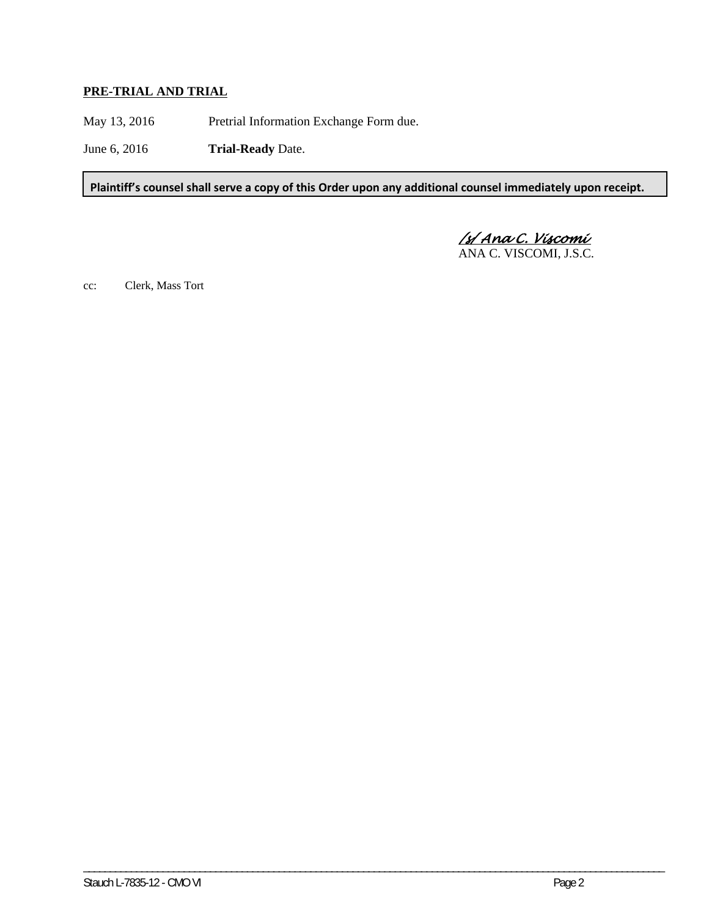**PRE-TRIAL AND TRIAL**

| | |
|---|---|
| May 13, 2016 | Pretrial Information Exchange Form due. |
| June 6, 2016 | **Trial-Ready** Date. |

**Plaintiff's counsel shall serve a copy of this Order upon any additional counsel immediately upon receipt.**

/s/ Ana C. Viscomi
ANA C. VISCOMI, J.S.C.

cc: Clerk, Mass Tort